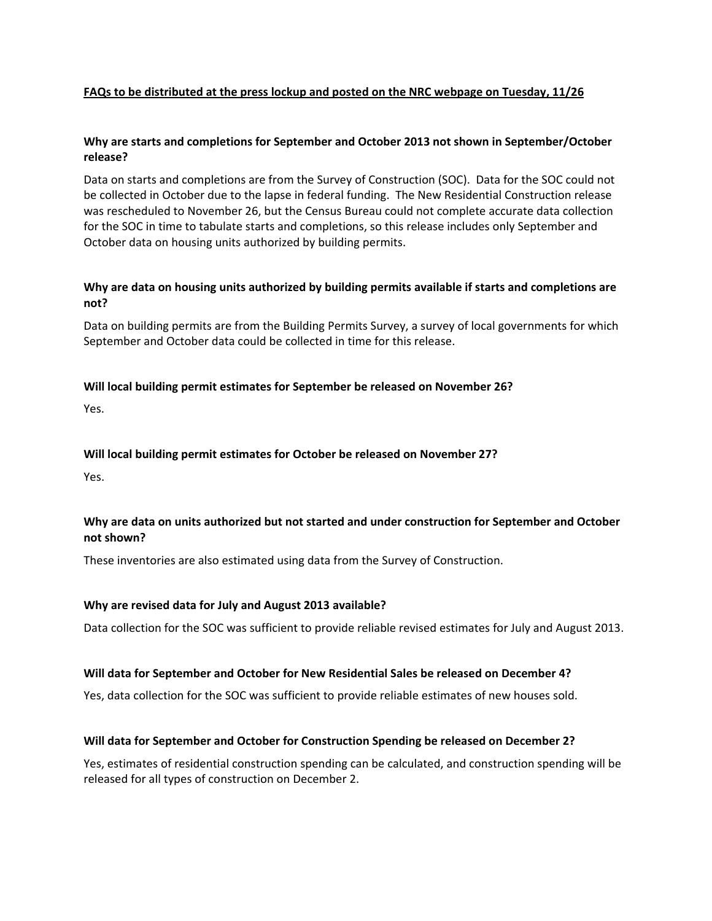**FAQs to be distributed at the press lockup and posted on the NRC webpage on Tuesday, 11/26**

**Why are starts and completions for September and October 2013 not shown in September/October release?**

Data on starts and completions are from the Survey of Construction (SOC). Data for the SOC could not be collected in October due to the lapse in federal funding. The New Residential Construction release was rescheduled to November 26, but the Census Bureau could not complete accurate data collection for the SOC in time to tabulate starts and completions, so this release includes only September and October data on housing units authorized by building permits.

**Why are data on housing units authorized by building permits available if starts and completions are not?**

Data on building permits are from the Building Permits Survey, a survey of local governments for which September and October data could be collected in time for this release.

**Will local building permit estimates for September be released on November 26?**

Yes.

**Will local building permit estimates for October be released on November 27?**

Yes.

**Why are data on units authorized but not started and under construction for September and October not shown?**

These inventories are also estimated using data from the Survey of Construction.

**Why are revised data for July and August 2013 available?**

Data collection for the SOC was sufficient to provide reliable revised estimates for July and August 2013.

**Will data for September and October for New Residential Sales be released on December 4?**

Yes, data collection for the SOC was sufficient to provide reliable estimates of new houses sold.

**Will data for September and October for Construction Spending be released on December 2?**

Yes, estimates of residential construction spending can be calculated, and construction spending will be released for all types of construction on December 2.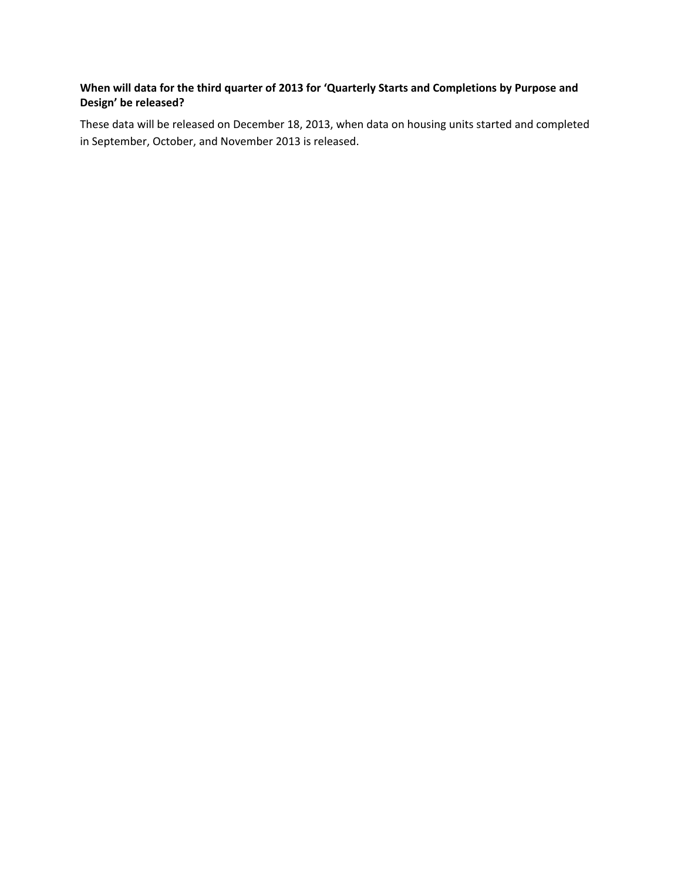**When will data for the third quarter of 2013 for 'Quarterly Starts and Completions by Purpose and Design' be released?**

These data will be released on December 18, 2013, when data on housing units started and completed in September, October, and November 2013 is released.